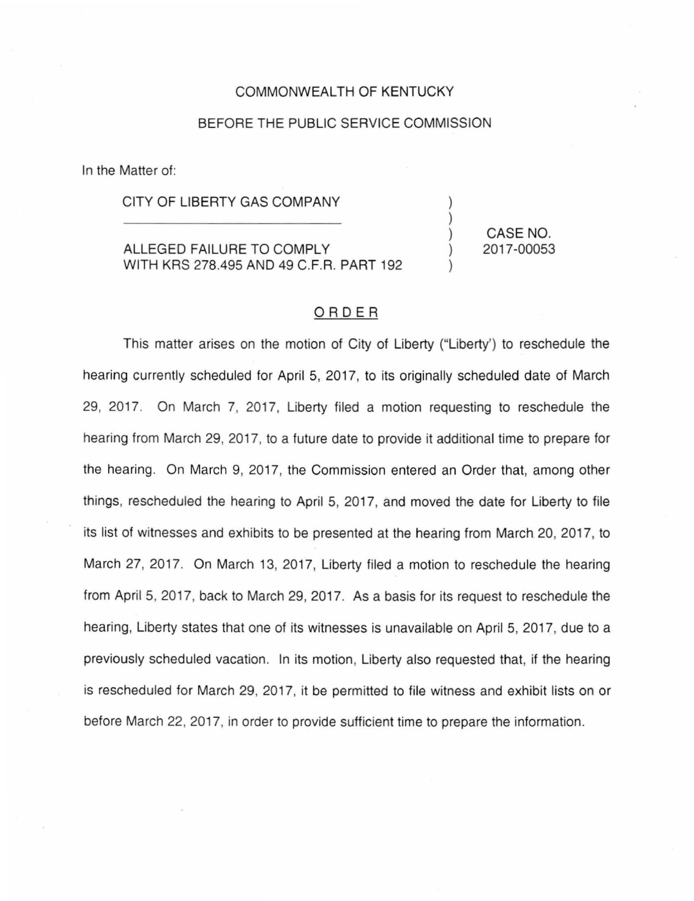COMMONWEALTH OF KENTUCKY

BEFORE THE PUBLIC SERVICE COMMISSION

In the Matter of:

| | | |
|---|---|---|
| CITY OF LIBERTY GAS COMPANY<br>\_\_\_\_\_\_\_\_\_\_\_\_\_\_\_\_\_\_\_\_\_\_\_\_\_\_\_\_<br>ALLEGED FAILURE TO COMPLY WITH KRS 278.495 AND 49 C.F.R. PART 192 | ) ) ) ) ) | CASE NO. 2017-00053 |

## ORDER

This matter arises on the motion of City of Liberty ("Liberty') to reschedule the hearing currently scheduled for April 5, 2017, to its originally scheduled date of March 29, 2017. On March 7, 2017, Liberty filed a motion requesting to reschedule the hearing from March 29, 2017, to a future date to provide it additional time to prepare for the hearing. On March 9, 2017, the Commission entered an Order that, among other things, rescheduled the hearing to April 5, 2017, and moved the date for Liberty to file its list of witnesses and exhibits to be presented at the hearing from March 20, 2017, to March 27, 2017. On March 13, 2017, Liberty filed a motion to reschedule the hearing from April 5, 2017, back to March 29, 2017. As a basis for its request to reschedule the hearing, Liberty states that one of its witnesses is unavailable on April 5, 2017, due to a previously scheduled vacation. In its motion, Liberty also requested that, if the hearing is rescheduled for March 29, 2017, it be permitted to file witness and exhibit lists on or before March 22, 2017, in order to provide sufficient time to prepare the information.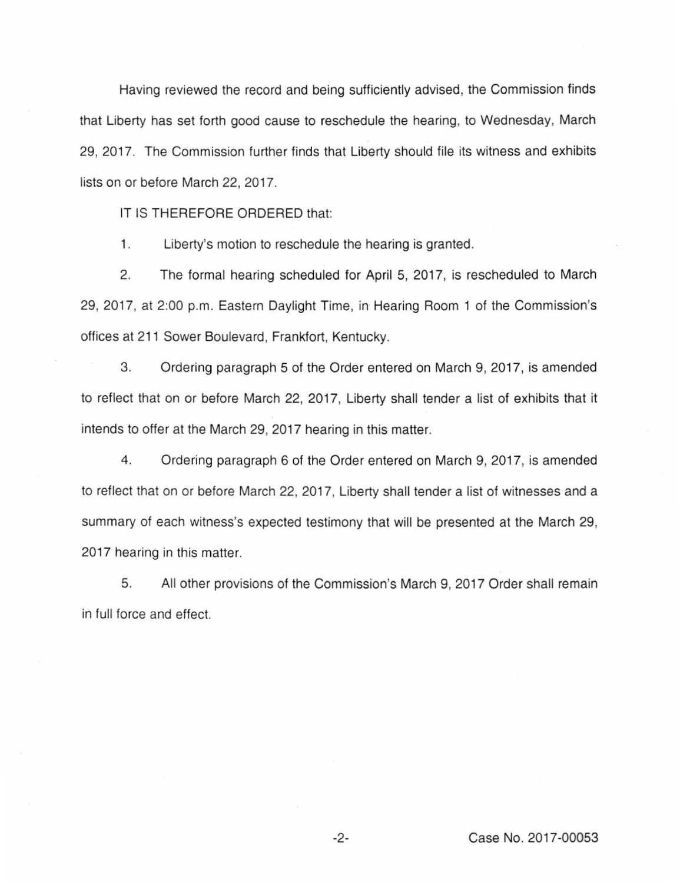Having reviewed the record and being sufficiently advised, the Commission finds that Liberty has set forth good cause to reschedule the hearing, to Wednesday, March 29, 2017. The Commission further finds that Liberty should file its witness and exhibits lists on or before March 22, 2017.

IT IS THEREFORE ORDERED that:

1. Liberty's motion to reschedule the hearing is granted.

2. The formal hearing scheduled for April 5, 2017, is rescheduled to March 29, 2017, at 2:00 p.m. Eastern Daylight Time, in Hearing Room 1 of the Commission's offices at 211 Sower Boulevard, Frankfort, Kentucky.

3. Ordering paragraph 5 of the Order entered on March 9, 2017, is amended to reflect that on or before March 22, 2017, Liberty shall tender a list of exhibits that it intends to offer at the March 29, 2017 hearing in this matter.

4. Ordering paragraph 6 of the Order entered on March 9, 2017, is amended to reflect that on or before March 22, 2017, Liberty shall tender a list of witnesses and a summary of each witness's expected testimony that will be presented at the March 29, 2017 hearing in this matter.

5. All other provisions of the Commission's March 9, 2017 Order shall remain in full force and effect.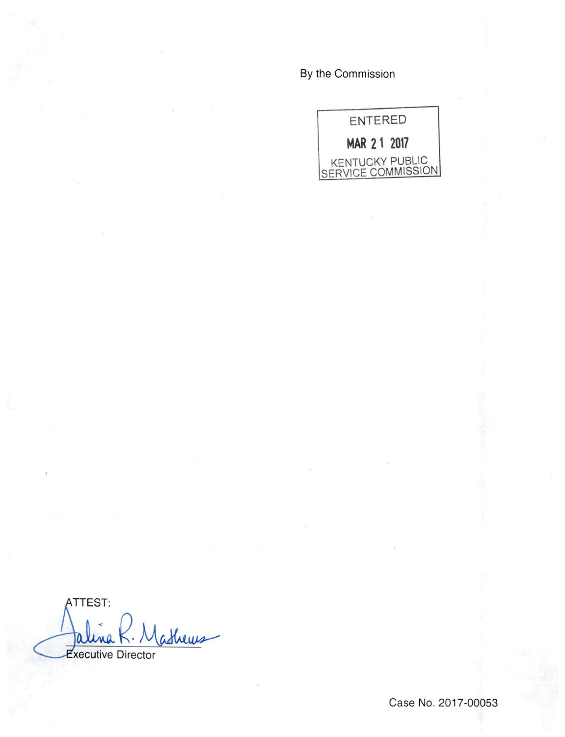By the Commission

ENTERED

MAR 21 2017

KENTUCKY PUBLIC
SERVICE COMMISSION

ATTEST:

Talina R. Mathews

Executive Director

Case No. 2017-00053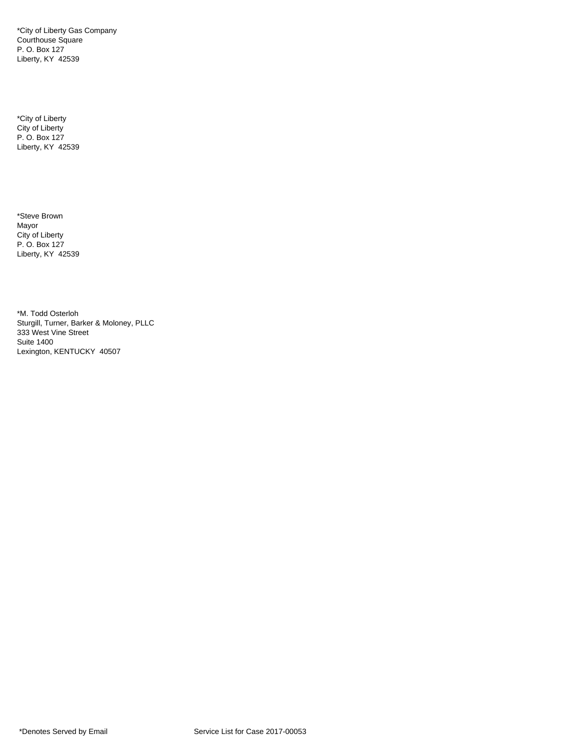*City of Liberty Gas Company
Courthouse Square
P. O. Box 127
Liberty, KY  42539

*City of Liberty
City of Liberty
P. O. Box 127
Liberty, KY  42539

*Steve Brown
Mayor
City of Liberty
P. O. Box 127
Liberty, KY  42539

*M. Todd Osterloh
Sturgill, Turner, Barker & Moloney, PLLC
333 West Vine Street
Suite 1400
Lexington, KENTUCKY  40507

*Denotes Served by Email

Service List for Case 2017-00053